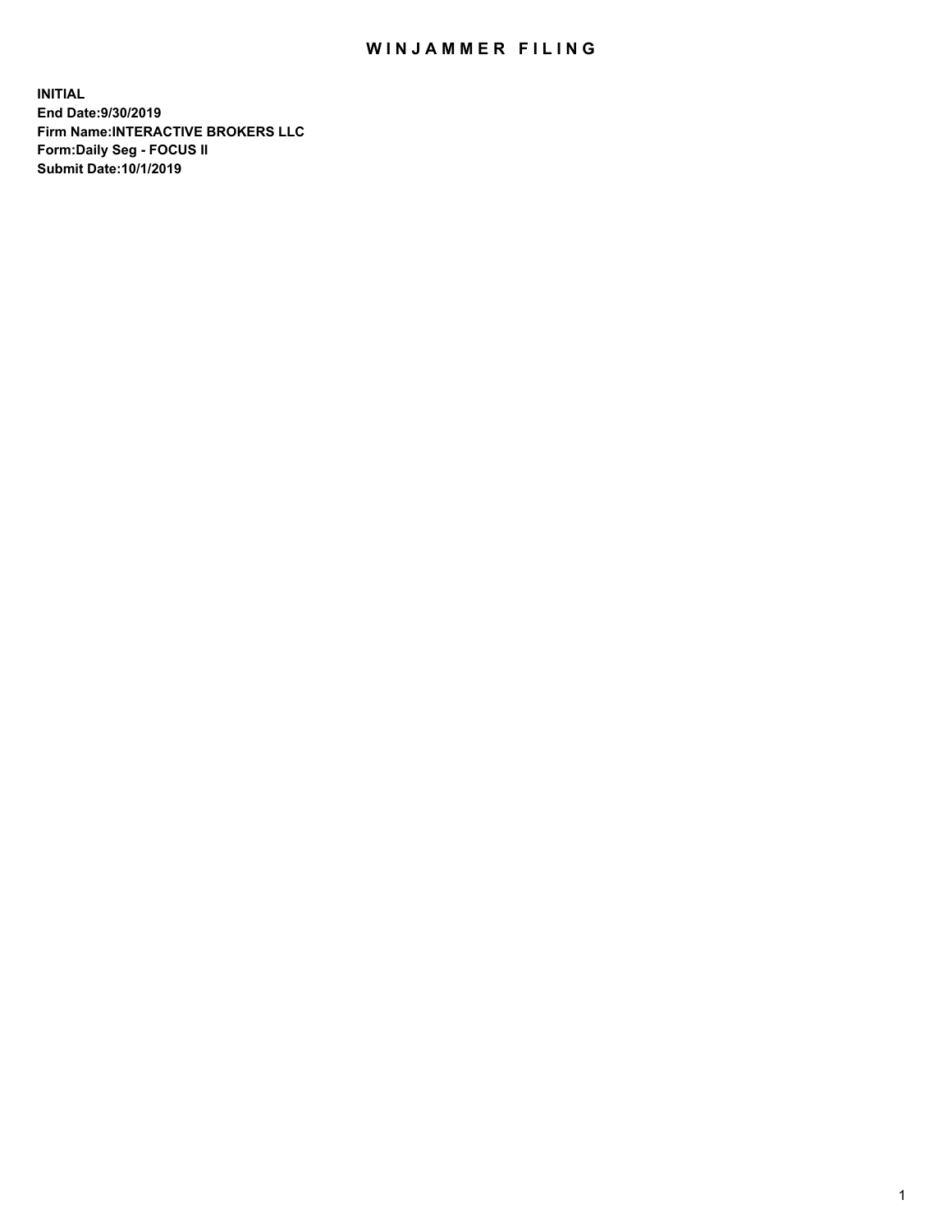# WINJAMMER FILING

**INITIAL**
**End Date:9/30/2019**
**Firm Name:INTERACTIVE BROKERS LLC**
**Form:Daily Seg - FOCUS II**
**Submit Date:10/1/2019**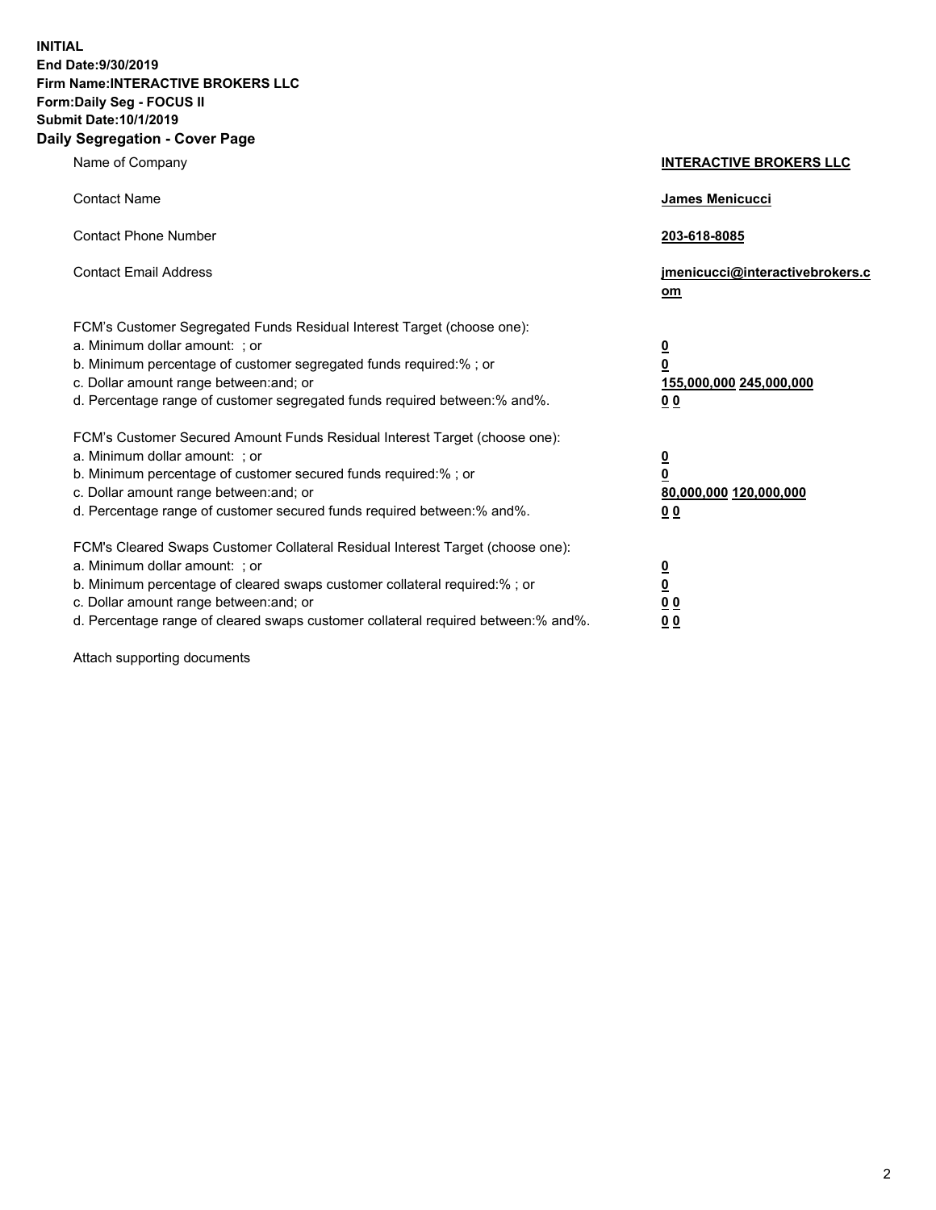**INITIAL**
**End Date:9/30/2019**
**Firm Name:INTERACTIVE BROKERS LLC**
**Form:Daily Seg - FOCUS II**
**Submit Date:10/1/2019**
**Daily Segregation - Cover Page**

| | |
|---|---|
| Name of Company | **INTERACTIVE BROKERS LLC** |
| Contact Name | **James Menicucci** |
| Contact Phone Number | **203-618-8085** |
| Contact Email Address | **jmenicucci@interactivebrokers.com** |

FCM's Customer Segregated Funds Residual Interest Target (choose one):

| | |
|---|---|
| a. Minimum dollar amount: ; or | **0** |
| b. Minimum percentage of customer segregated funds required:% ; or | **0** |
| c. Dollar amount range between:and; or | **155,000,000 245,000,000** |
| d. Percentage range of customer segregated funds required between:% and%. | **0 0** |

FCM's Customer Secured Amount Funds Residual Interest Target (choose one):

| | |
|---|---|
| a. Minimum dollar amount: ; or | **0** |
| b. Minimum percentage of customer secured funds required:% ; or | **0** |
| c. Dollar amount range between:and; or | **80,000,000 120,000,000** |
| d. Percentage range of customer secured funds required between:% and%. | **0 0** |

FCM's Cleared Swaps Customer Collateral Residual Interest Target (choose one):

| | |
|---|---|
| a. Minimum dollar amount: ; or | **0** |
| b. Minimum percentage of cleared swaps customer collateral required:% ; or | **0** |
| c. Dollar amount range between:and; or | **0 0** |
| d. Percentage range of cleared swaps customer collateral required between:% and%. | **0 0** |

Attach supporting documents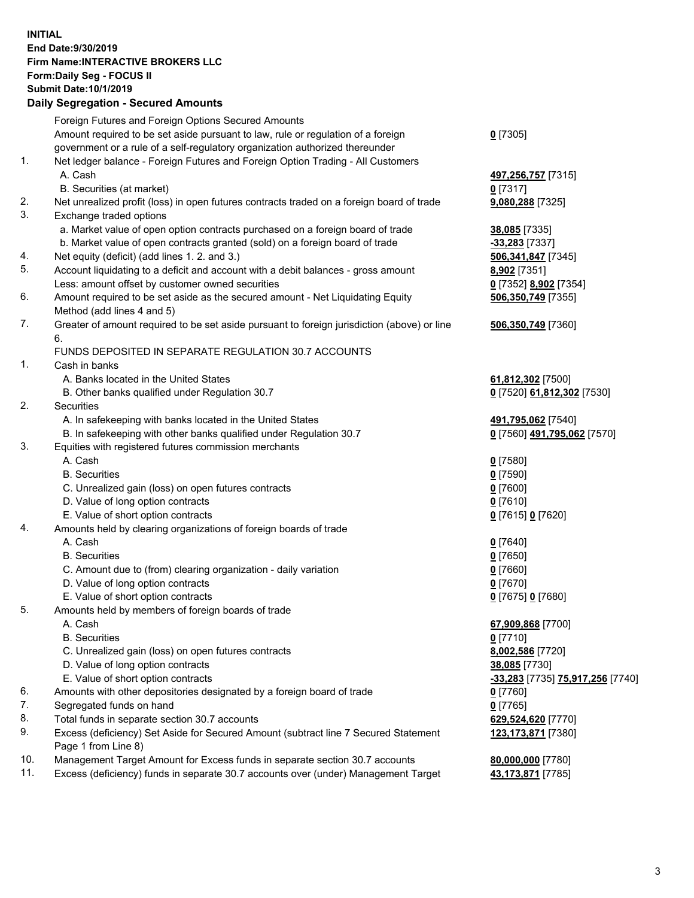**INITIAL**
**End Date:9/30/2019**
**Firm Name:INTERACTIVE BROKERS LLC**
**Form:Daily Seg - FOCUS II**
**Submit Date:10/1/2019**

## Daily Segregation - Secured Amounts

| | | |
|---|---|---|
| | Foreign Futures and Foreign Options Secured Amounts | |
| | Amount required to be set aside pursuant to law, rule or regulation of a foreign government or a rule of a self-regulatory organization authorized thereunder | **0** [7305] |
| 1. | Net ledger balance - Foreign Futures and Foreign Option Trading - All Customers | |
| | A. Cash | **497,256,757** [7315] |
| | B. Securities (at market) | **0** [7317] |
| 2. | Net unrealized profit (loss) in open futures contracts traded on a foreign board of trade | **9,080,288** [7325] |
| 3. | Exchange traded options | |
| | a. Market value of open option contracts purchased on a foreign board of trade | **38,085** [7335] |
| | b. Market value of open contracts granted (sold) on a foreign board of trade | **-33,283** [7337] |
| 4. | Net equity (deficit) (add lines 1. 2. and 3.) | **506,341,847** [7345] |
| 5. | Account liquidating to a deficit and account with a debit balances - gross amount | **8,902** [7351] |
| | Less: amount offset by customer owned securities | **0** [7352] **8,902** [7354] |
| 6. | Amount required to be set aside as the secured amount - Net Liquidating Equity Method (add lines 4 and 5) | **506,350,749** [7355] |
| 7. | Greater of amount required to be set aside pursuant to foreign jurisdiction (above) or line 6. | **506,350,749** [7360] |
| | FUNDS DEPOSITED IN SEPARATE REGULATION 30.7 ACCOUNTS | |
| 1. | Cash in banks | |
| | A. Banks located in the United States | **61,812,302** [7500] |
| | B. Other banks qualified under Regulation 30.7 | **0** [7520] **61,812,302** [7530] |
| 2. | Securities | |
| | A. In safekeeping with banks located in the United States | **491,795,062** [7540] |
| | B. In safekeeping with other banks qualified under Regulation 30.7 | **0** [7560] **491,795,062** [7570] |
| 3. | Equities with registered futures commission merchants | |
| | A. Cash | **0** [7580] |
| | B. Securities | **0** [7590] |
| | C. Unrealized gain (loss) on open futures contracts | **0** [7600] |
| | D. Value of long option contracts | **0** [7610] |
| | E. Value of short option contracts | **0** [7615] **0** [7620] |
| 4. | Amounts held by clearing organizations of foreign boards of trade | |
| | A. Cash | **0** [7640] |
| | B. Securities | **0** [7650] |
| | C. Amount due to (from) clearing organization - daily variation | **0** [7660] |
| | D. Value of long option contracts | **0** [7670] |
| | E. Value of short option contracts | **0** [7675] **0** [7680] |
| 5. | Amounts held by members of foreign boards of trade | |
| | A. Cash | **67,909,868** [7700] |
| | B. Securities | **0** [7710] |
| | C. Unrealized gain (loss) on open futures contracts | **8,002,586** [7720] |
| | D. Value of long option contracts | **38,085** [7730] |
| | E. Value of short option contracts | **-33,283** [7735] **75,917,256** [7740] |
| 6. | Amounts with other depositories designated by a foreign board of trade | **0** [7760] |
| 7. | Segregated funds on hand | **0** [7765] |
| 8. | Total funds in separate section 30.7 accounts | **629,524,620** [7770] |
| 9. | Excess (deficiency) Set Aside for Secured Amount (subtract line 7 Secured Statement Page 1 from Line 8) | **123,173,871** [7380] |
| 10. | Management Target Amount for Excess funds in separate section 30.7 accounts | **80,000,000** [7780] |
| 11. | Excess (deficiency) funds in separate 30.7 accounts over (under) Management Target | **43,173,871** [7785] |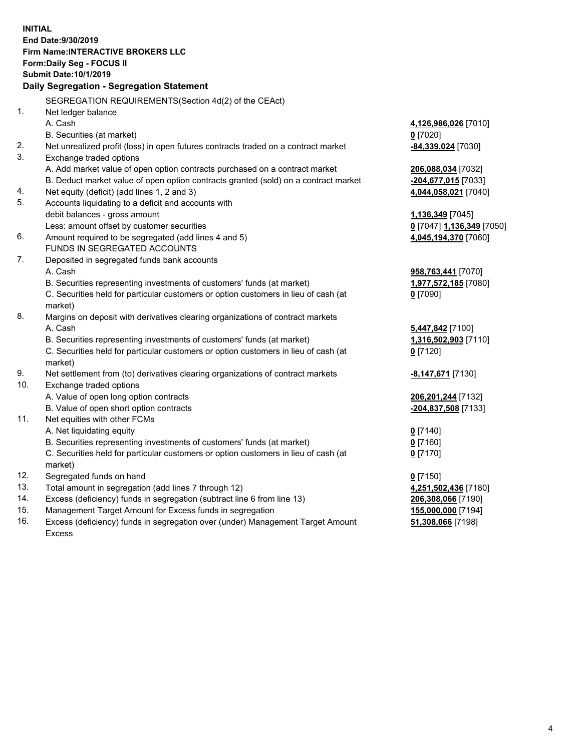**INITIAL**
**End Date:9/30/2019**
**Firm Name:INTERACTIVE BROKERS LLC**
**Form:Daily Seg - FOCUS II**
**Submit Date:10/1/2019**

**Daily Segregation - Segregation Statement**

| | | |
|---|---|---|
| | SEGREGATION REQUIREMENTS(Section 4d(2) of the CEAct) | |
| 1. | Net ledger balance | |
| | A. Cash | **4,126,986,026** [7010] |
| | B. Securities (at market) | **0** [7020] |
| 2. | Net unrealized profit (loss) in open futures contracts traded on a contract market | **-84,339,024** [7030] |
| 3. | Exchange traded options | |
| | A. Add market value of open option contracts purchased on a contract market | **206,088,034** [7032] |
| | B. Deduct market value of open option contracts granted (sold) on a contract market | **-204,677,015** [7033] |
| 4. | Net equity (deficit) (add lines 1, 2 and 3) | **4,044,058,021** [7040] |
| 5. | Accounts liquidating to a deficit and accounts with debit balances - gross amount | **1,136,349** [7045] |
| | Less: amount offset by customer securities | **0** [7047] **1,136,349** [7050] |
| 6. | Amount required to be segregated (add lines 4 and 5) | **4,045,194,370** [7060] |
| | FUNDS IN SEGREGATED ACCOUNTS | |
| 7. | Deposited in segregated funds bank accounts | |
| | A. Cash | **958,763,441** [7070] |
| | B. Securities representing investments of customers' funds (at market) | **1,977,572,185** [7080] |
| | C. Securities held for particular customers or option customers in lieu of cash (at market) | **0** [7090] |
| 8. | Margins on deposit with derivatives clearing organizations of contract markets | |
| | A. Cash | **5,447,842** [7100] |
| | B. Securities representing investments of customers' funds (at market) | **1,316,502,903** [7110] |
| | C. Securities held for particular customers or option customers in lieu of cash (at market) | **0** [7120] |
| 9. | Net settlement from (to) derivatives clearing organizations of contract markets | **-8,147,671** [7130] |
| 10. | Exchange traded options | |
| | A. Value of open long option contracts | **206,201,244** [7132] |
| | B. Value of open short option contracts | **-204,837,508** [7133] |
| 11. | Net equities with other FCMs | |
| | A. Net liquidating equity | **0** [7140] |
| | B. Securities representing investments of customers' funds (at market) | **0** [7160] |
| | C. Securities held for particular customers or option customers in lieu of cash (at market) | **0** [7170] |
| 12. | Segregated funds on hand | **0** [7150] |
| 13. | Total amount in segregation (add lines 7 through 12) | **4,251,502,436** [7180] |
| 14. | Excess (deficiency) funds in segregation (subtract line 6 from line 13) | **206,308,066** [7190] |
| 15. | Management Target Amount for Excess funds in segregation | **155,000,000** [7194] |
| 16. | Excess (deficiency) funds in segregation over (under) Management Target Amount Excess | **51,308,066** [7198] |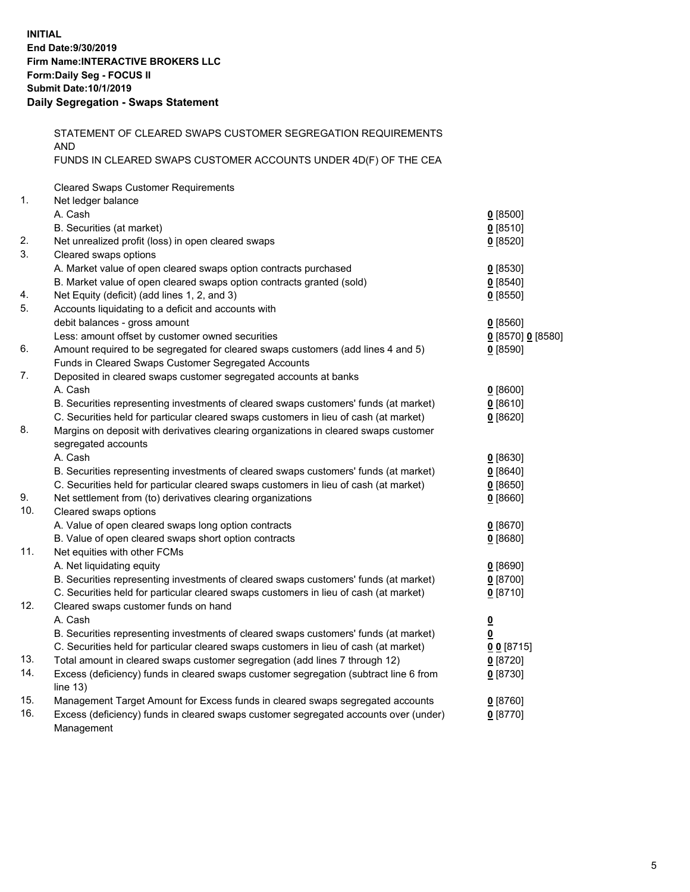**INITIAL**
**End Date:9/30/2019**
**Firm Name:INTERACTIVE BROKERS LLC**
**Form:Daily Seg - FOCUS II**
**Submit Date:10/1/2019**
**Daily Segregation - Swaps Statement**

STATEMENT OF CLEARED SWAPS CUSTOMER SEGREGATION REQUIREMENTS AND FUNDS IN CLEARED SWAPS CUSTOMER ACCOUNTS UNDER 4D(F) OF THE CEA

| | | |
|---|---|---|
| | Cleared Swaps Customer Requirements | |
| 1. | Net ledger balance | |
| | A. Cash | 0 [8500] |
| | B. Securities (at market) | 0 [8510] |
| 2. | Net unrealized profit (loss) in open cleared swaps | 0 [8520] |
| 3. | Cleared swaps options | |
| | A. Market value of open cleared swaps option contracts purchased | 0 [8530] |
| | B. Market value of open cleared swaps option contracts granted (sold) | 0 [8540] |
| 4. | Net Equity (deficit) (add lines 1, 2, and 3) | 0 [8550] |
| 5. | Accounts liquidating to a deficit and accounts with | |
| | debit balances - gross amount | 0 [8560] |
| | Less: amount offset by customer owned securities | 0 [8570] 0 [8580] |
| 6. | Amount required to be segregated for cleared swaps customers (add lines 4 and 5) | 0 [8590] |
| | Funds in Cleared Swaps Customer Segregated Accounts | |
| 7. | Deposited in cleared swaps customer segregated accounts at banks | |
| | A. Cash | 0 [8600] |
| | B. Securities representing investments of cleared swaps customers' funds (at market) | 0 [8610] |
| | C. Securities held for particular cleared swaps customers in lieu of cash (at market) | 0 [8620] |
| 8. | Margins on deposit with derivatives clearing organizations in cleared swaps customer segregated accounts | |
| | A. Cash | 0 [8630] |
| | B. Securities representing investments of cleared swaps customers' funds (at market) | 0 [8640] |
| | C. Securities held for particular cleared swaps customers in lieu of cash (at market) | 0 [8650] |
| 9. | Net settlement from (to) derivatives clearing organizations | 0 [8660] |
| 10. | Cleared swaps options | |
| | A. Value of open cleared swaps long option contracts | 0 [8670] |
| | B. Value of open cleared swaps short option contracts | 0 [8680] |
| 11. | Net equities with other FCMs | |
| | A. Net liquidating equity | 0 [8690] |
| | B. Securities representing investments of cleared swaps customers' funds (at market) | 0 [8700] |
| | C. Securities held for particular cleared swaps customers in lieu of cash (at market) | 0 [8710] |
| 12. | Cleared swaps customer funds on hand | |
| | A. Cash | 0 |
| | B. Securities representing investments of cleared swaps customers' funds (at market) | 0 |
| | C. Securities held for particular cleared swaps customers in lieu of cash (at market) | 0 0 [8715] |
| 13. | Total amount in cleared swaps customer segregation (add lines 7 through 12) | 0 [8720] |
| 14. | Excess (deficiency) funds in cleared swaps customer segregation (subtract line 6 from line 13) | 0 [8730] |
| 15. | Management Target Amount for Excess funds in cleared swaps segregated accounts | 0 [8760] |
| 16. | Excess (deficiency) funds in cleared swaps customer segregated accounts over (under) Management | 0 [8770] |